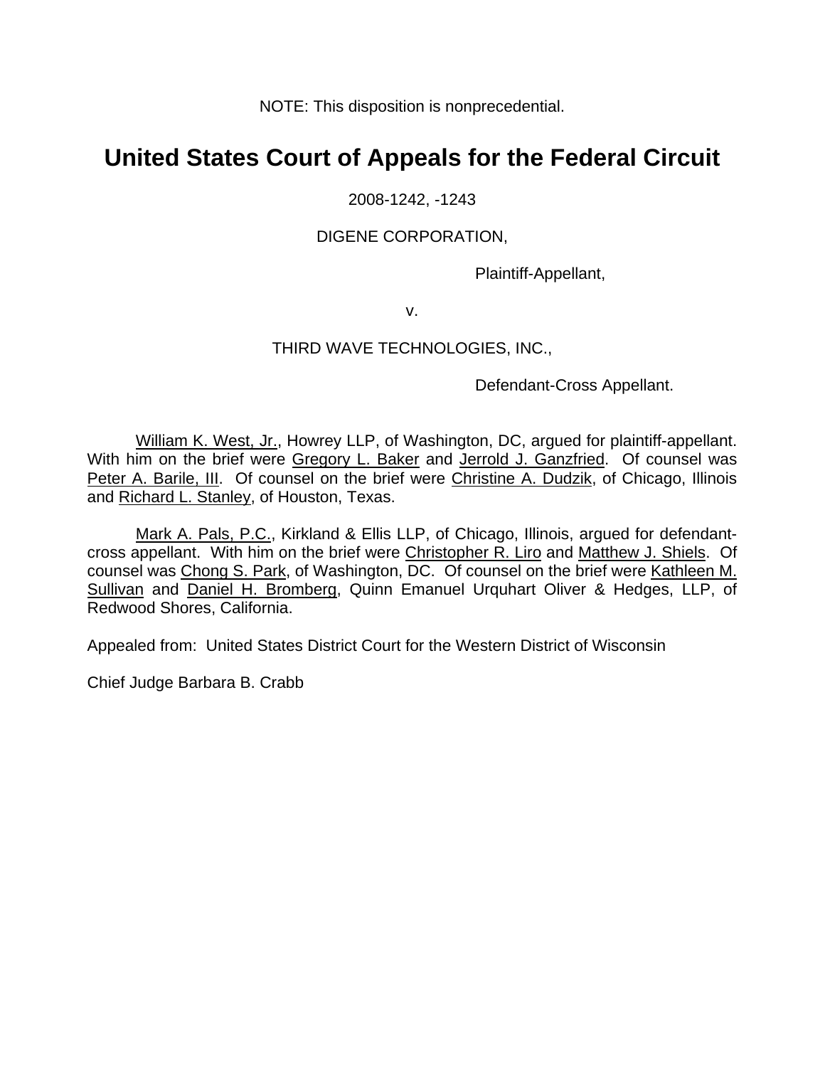NOTE: This disposition is nonprecedential.

# United States Court of Appeals for the Federal Circuit

2008-1242, -1243

DIGENE CORPORATION,

Plaintiff-Appellant,

v.

THIRD WAVE TECHNOLOGIES, INC.,

Defendant-Cross Appellant.

William K. West, Jr., Howrey LLP, of Washington, DC, argued for plaintiff-appellant. With him on the brief were Gregory L. Baker and Jerrold J. Ganzfried. Of counsel was Peter A. Barile, III. Of counsel on the brief were Christine A. Dudzik, of Chicago, Illinois and Richard L. Stanley, of Houston, Texas.

Mark A. Pals, P.C., Kirkland & Ellis LLP, of Chicago, Illinois, argued for defendant-cross appellant. With him on the brief were Christopher R. Liro and Matthew J. Shiels. Of counsel was Chong S. Park, of Washington, DC. Of counsel on the brief were Kathleen M. Sullivan and Daniel H. Bromberg, Quinn Emanuel Urquhart Oliver & Hedges, LLP, of Redwood Shores, California.

Appealed from: United States District Court for the Western District of Wisconsin

Chief Judge Barbara B. Crabb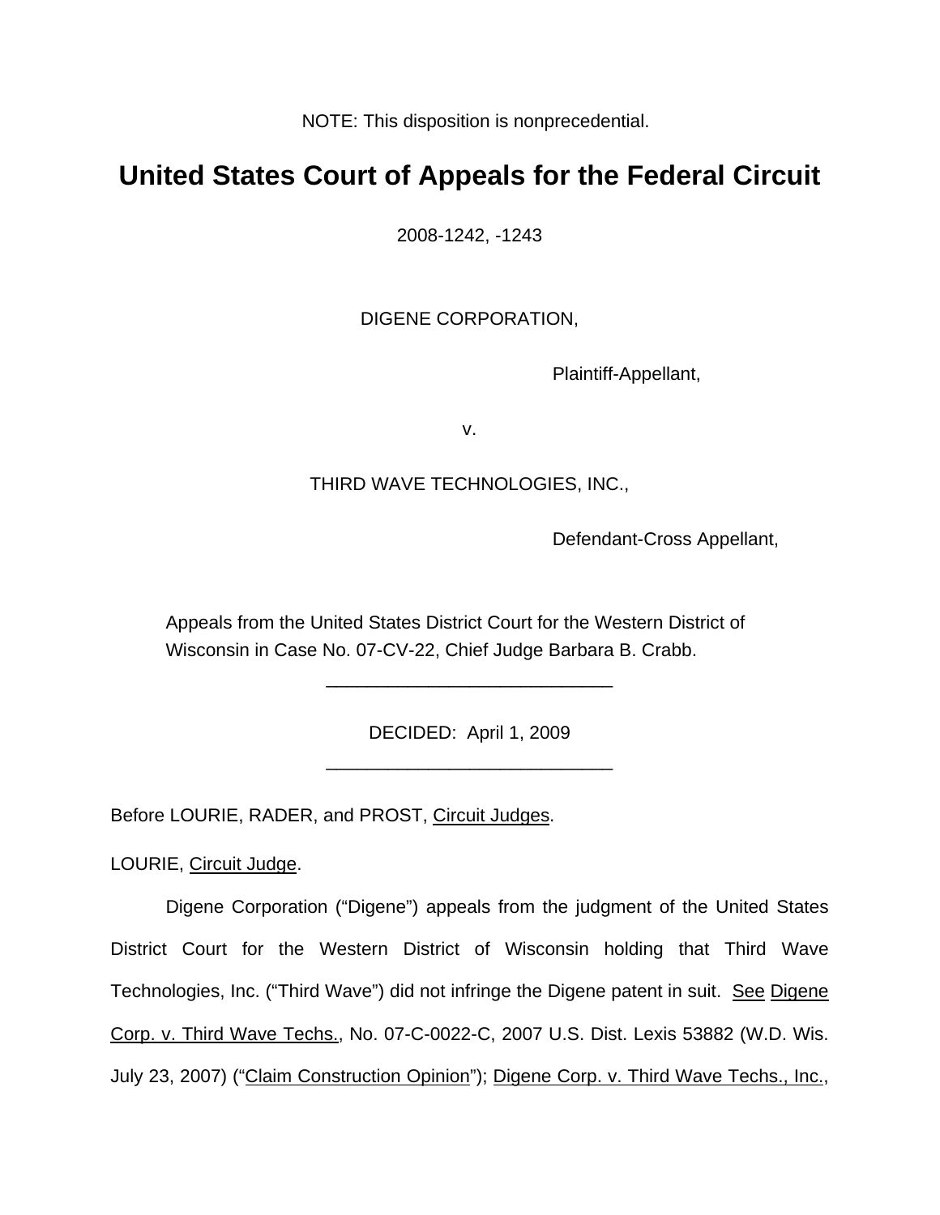NOTE: This disposition is nonprecedential.

# United States Court of Appeals for the Federal Circuit

2008-1242, -1243

DIGENE CORPORATION,

Plaintiff-Appellant,

v.

THIRD WAVE TECHNOLOGIES, INC.,

Defendant-Cross Appellant,

Appeals from the United States District Court for the Western District of Wisconsin in Case No. 07-CV-22, Chief Judge Barbara B. Crabb.

---

DECIDED: April 1, 2009

---

Before LOURIE, RADER, and PROST, Circuit Judges.

LOURIE, Circuit Judge.

Digene Corporation ("Digene") appeals from the judgment of the United States District Court for the Western District of Wisconsin holding that Third Wave Technologies, Inc. ("Third Wave") did not infringe the Digene patent in suit. See Digene Corp. v. Third Wave Techs., No. 07-C-0022-C, 2007 U.S. Dist. Lexis 53882 (W.D. Wis. July 23, 2007) ("Claim Construction Opinion"); Digene Corp. v. Third Wave Techs., Inc.,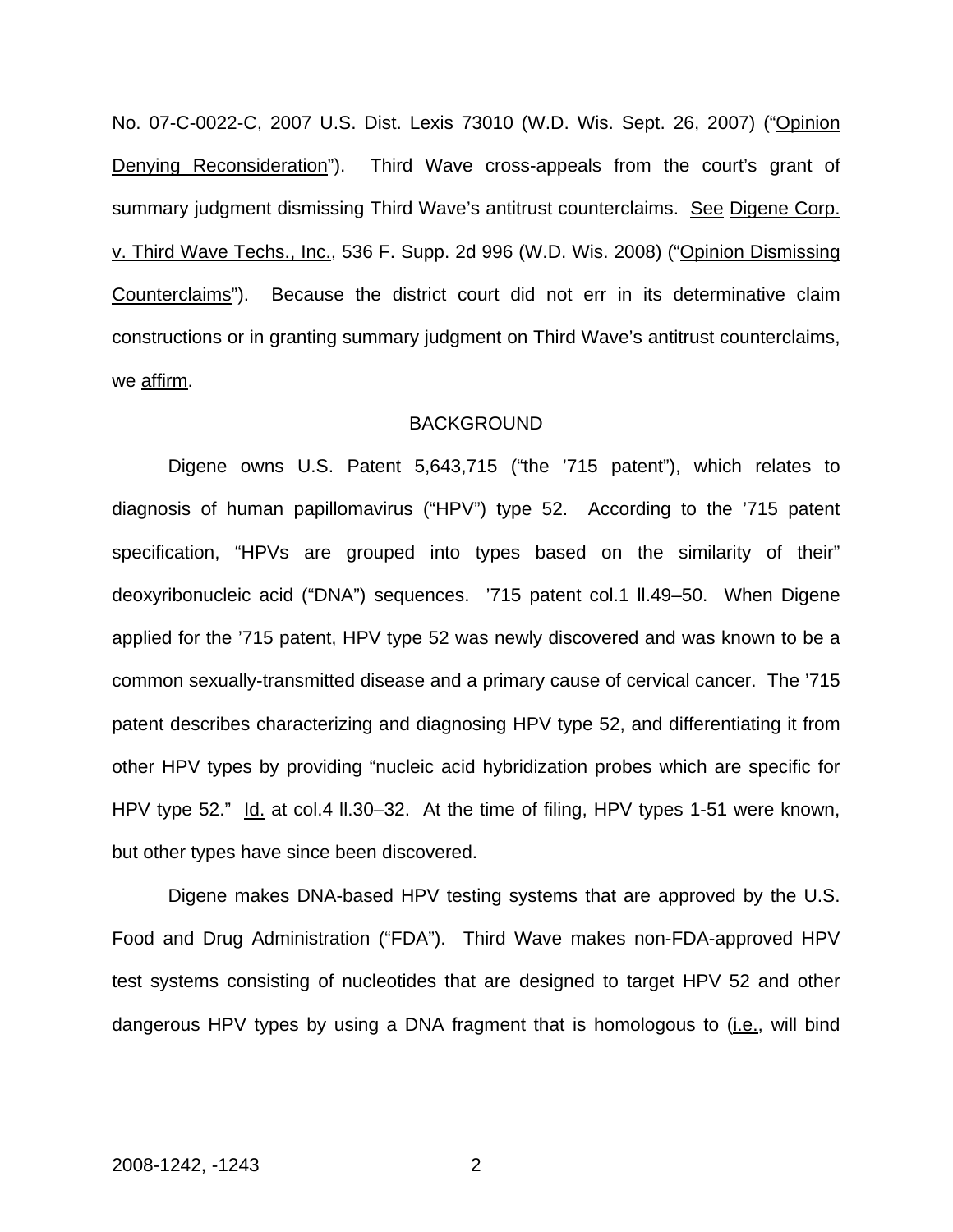No. 07-C-0022-C, 2007 U.S. Dist. Lexis 73010 (W.D. Wis. Sept. 26, 2007) ("Opinion Denying Reconsideration"). Third Wave cross-appeals from the court's grant of summary judgment dismissing Third Wave's antitrust counterclaims. See Digene Corp. v. Third Wave Techs., Inc., 536 F. Supp. 2d 996 (W.D. Wis. 2008) ("Opinion Dismissing Counterclaims"). Because the district court did not err in its determinative claim constructions or in granting summary judgment on Third Wave's antitrust counterclaims, we affirm.

## BACKGROUND

Digene owns U.S. Patent 5,643,715 ("the '715 patent"), which relates to diagnosis of human papillomavirus ("HPV") type 52. According to the '715 patent specification, "HPVs are grouped into types based on the similarity of their" deoxyribonucleic acid ("DNA") sequences. '715 patent col.1 ll.49–50. When Digene applied for the '715 patent, HPV type 52 was newly discovered and was known to be a common sexually-transmitted disease and a primary cause of cervical cancer. The '715 patent describes characterizing and diagnosing HPV type 52, and differentiating it from other HPV types by providing "nucleic acid hybridization probes which are specific for HPV type 52." Id. at col.4 ll.30–32. At the time of filing, HPV types 1-51 were known, but other types have since been discovered.

Digene makes DNA-based HPV testing systems that are approved by the U.S. Food and Drug Administration ("FDA"). Third Wave makes non-FDA-approved HPV test systems consisting of nucleotides that are designed to target HPV 52 and other dangerous HPV types by using a DNA fragment that is homologous to (i.e., will bind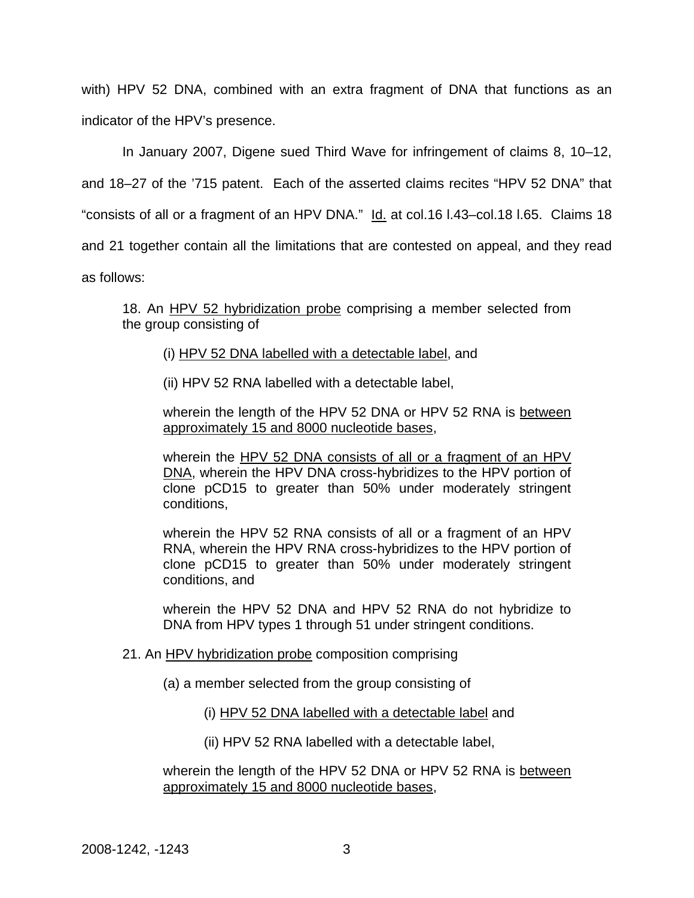with) HPV 52 DNA, combined with an extra fragment of DNA that functions as an indicator of the HPV's presence.

In January 2007, Digene sued Third Wave for infringement of claims 8, 10–12, and 18–27 of the '715 patent. Each of the asserted claims recites "HPV 52 DNA" that "consists of all or a fragment of an HPV DNA." Id. at col.16 l.43–col.18 l.65. Claims 18 and 21 together contain all the limitations that are contested on appeal, and they read as follows:

> 18. An <u>HPV 52 hybridization probe</u> comprising a member selected from the group consisting of
>
> > (i) <u>HPV 52 DNA labelled with a detectable label</u>, and
> >
> > (ii) HPV 52 RNA labelled with a detectable label,
> >
> > wherein the length of the HPV 52 DNA or HPV 52 RNA is <u>between approximately 15 and 8000 nucleotide bases</u>,
> >
> > wherein the <u>HPV 52 DNA consists of all or a fragment of an HPV DNA</u>, wherein the HPV DNA cross-hybridizes to the HPV portion of clone pCD15 to greater than 50% under moderately stringent conditions,
> >
> > wherein the HPV 52 RNA consists of all or a fragment of an HPV RNA, wherein the HPV RNA cross-hybridizes to the HPV portion of clone pCD15 to greater than 50% under moderately stringent conditions, and
> >
> > wherein the HPV 52 DNA and HPV 52 RNA do not hybridize to DNA from HPV types 1 through 51 under stringent conditions.
>
> 21. An <u>HPV hybridization probe</u> composition comprising
>
> > (a) a member selected from the group consisting of
> >
> > > (i) <u>HPV 52 DNA labelled with a detectable label</u> and
> > >
> > > (ii) HPV 52 RNA labelled with a detectable label,
> >
> > wherein the length of the HPV 52 DNA or HPV 52 RNA is <u>between approximately 15 and 8000 nucleotide bases</u>,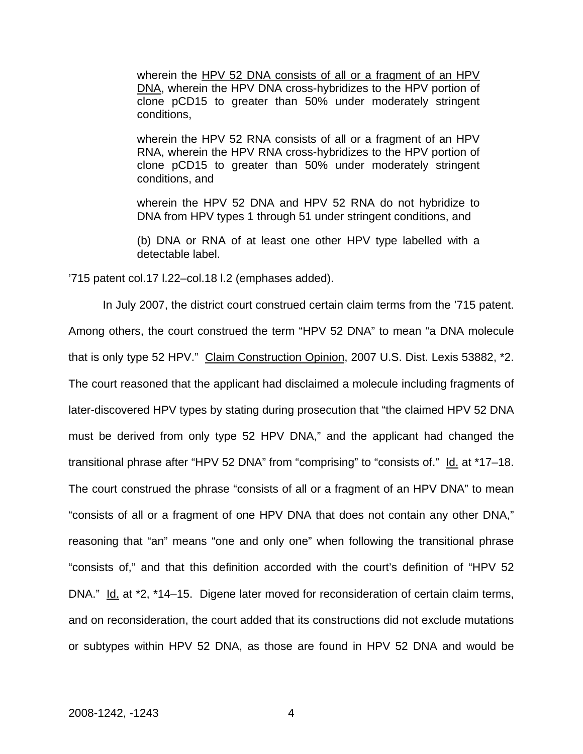> wherein the <u>HPV 52 DNA consists of all or a fragment of an HPV DNA</u>, wherein the HPV DNA cross-hybridizes to the HPV portion of clone pCD15 to greater than 50% under moderately stringent conditions,
>
> wherein the HPV 52 RNA consists of all or a fragment of an HPV RNA, wherein the HPV RNA cross-hybridizes to the HPV portion of clone pCD15 to greater than 50% under moderately stringent conditions, and
>
> wherein the HPV 52 DNA and HPV 52 RNA do not hybridize to DNA from HPV types 1 through 51 under stringent conditions, and
>
> (b) DNA or RNA of at least one other HPV type labelled with a detectable label.

’715 patent col.17 l.22–col.18 l.2 (emphases added).

In July 2007, the district court construed certain claim terms from the ’715 patent. Among others, the court construed the term “HPV 52 DNA” to mean “a DNA molecule that is only type 52 HPV.” <u>Claim Construction Opinion</u>, 2007 U.S. Dist. Lexis 53882, *2. The court reasoned that the applicant had disclaimed a molecule including fragments of later-discovered HPV types by stating during prosecution that “the claimed HPV 52 DNA must be derived from only type 52 HPV DNA,” and the applicant had changed the transitional phrase after “HPV 52 DNA” from “comprising” to “consists of.” <u>Id.</u> at *17–18. The court construed the phrase “consists of all or a fragment of an HPV DNA” to mean “consists of all or a fragment of one HPV DNA that does not contain any other DNA,” reasoning that “an” means “one and only one” when following the transitional phrase “consists of,” and that this definition accorded with the court’s definition of “HPV 52 DNA.” <u>Id.</u> at *2, *14–15. Digene later moved for reconsideration of certain claim terms, and on reconsideration, the court added that its constructions did not exclude mutations or subtypes within HPV 52 DNA, as those are found in HPV 52 DNA and would be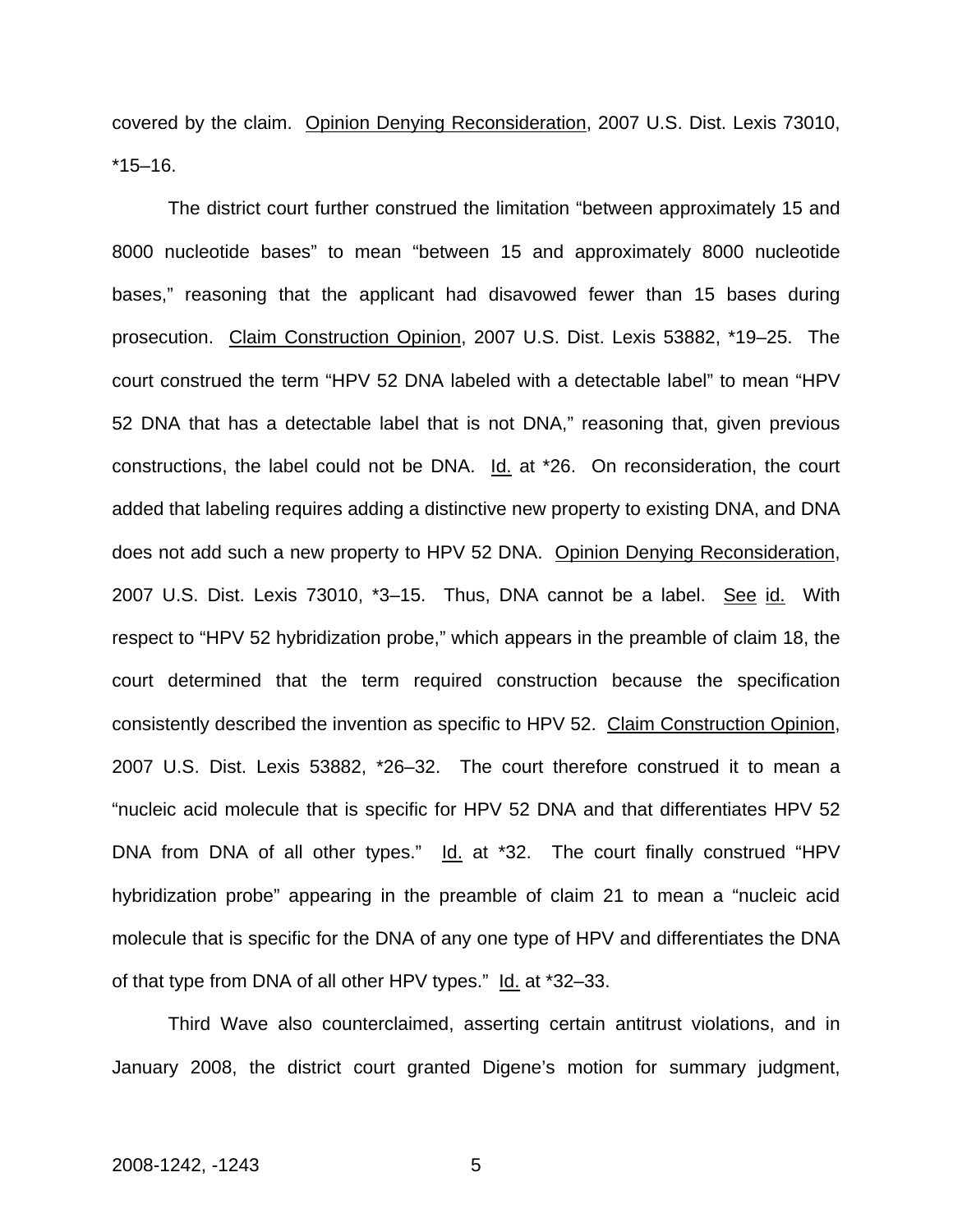covered by the claim. Opinion Denying Reconsideration, 2007 U.S. Dist. Lexis 73010, *15–16.

The district court further construed the limitation "between approximately 15 and 8000 nucleotide bases" to mean "between 15 and approximately 8000 nucleotide bases," reasoning that the applicant had disavowed fewer than 15 bases during prosecution. Claim Construction Opinion, 2007 U.S. Dist. Lexis 53882, *19–25. The court construed the term "HPV 52 DNA labeled with a detectable label" to mean "HPV 52 DNA that has a detectable label that is not DNA," reasoning that, given previous constructions, the label could not be DNA. Id. at *26. On reconsideration, the court added that labeling requires adding a distinctive new property to existing DNA, and DNA does not add such a new property to HPV 52 DNA. Opinion Denying Reconsideration, 2007 U.S. Dist. Lexis 73010, *3–15. Thus, DNA cannot be a label. See id. With respect to "HPV 52 hybridization probe," which appears in the preamble of claim 18, the court determined that the term required construction because the specification consistently described the invention as specific to HPV 52. Claim Construction Opinion, 2007 U.S. Dist. Lexis 53882, *26–32. The court therefore construed it to mean a "nucleic acid molecule that is specific for HPV 52 DNA and that differentiates HPV 52 DNA from DNA of all other types." Id. at *32. The court finally construed "HPV hybridization probe" appearing in the preamble of claim 21 to mean a "nucleic acid molecule that is specific for the DNA of any one type of HPV and differentiates the DNA of that type from DNA of all other HPV types." Id. at *32–33.

Third Wave also counterclaimed, asserting certain antitrust violations, and in January 2008, the district court granted Digene's motion for summary judgment,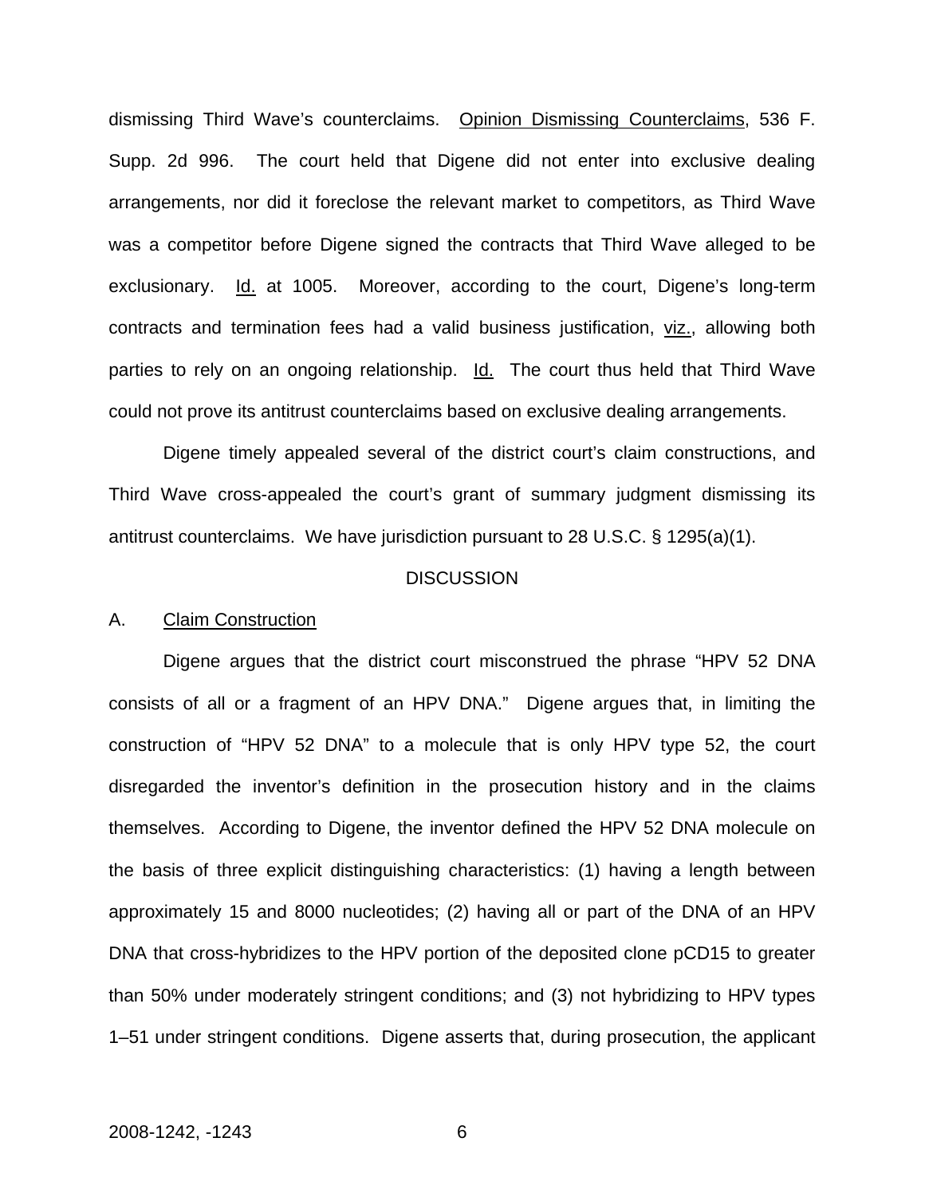dismissing Third Wave's counterclaims. Opinion Dismissing Counterclaims, 536 F. Supp. 2d 996. The court held that Digene did not enter into exclusive dealing arrangements, nor did it foreclose the relevant market to competitors, as Third Wave was a competitor before Digene signed the contracts that Third Wave alleged to be exclusionary. Id. at 1005. Moreover, according to the court, Digene's long-term contracts and termination fees had a valid business justification, viz., allowing both parties to rely on an ongoing relationship. Id. The court thus held that Third Wave could not prove its antitrust counterclaims based on exclusive dealing arrangements.

Digene timely appealed several of the district court's claim constructions, and Third Wave cross-appealed the court's grant of summary judgment dismissing its antitrust counterclaims. We have jurisdiction pursuant to 28 U.S.C. § 1295(a)(1).

## DISCUSSION

### A. Claim Construction

Digene argues that the district court misconstrued the phrase "HPV 52 DNA consists of all or a fragment of an HPV DNA." Digene argues that, in limiting the construction of "HPV 52 DNA" to a molecule that is only HPV type 52, the court disregarded the inventor's definition in the prosecution history and in the claims themselves. According to Digene, the inventor defined the HPV 52 DNA molecule on the basis of three explicit distinguishing characteristics: (1) having a length between approximately 15 and 8000 nucleotides; (2) having all or part of the DNA of an HPV DNA that cross-hybridizes to the HPV portion of the deposited clone pCD15 to greater than 50% under moderately stringent conditions; and (3) not hybridizing to HPV types 1–51 under stringent conditions. Digene asserts that, during prosecution, the applicant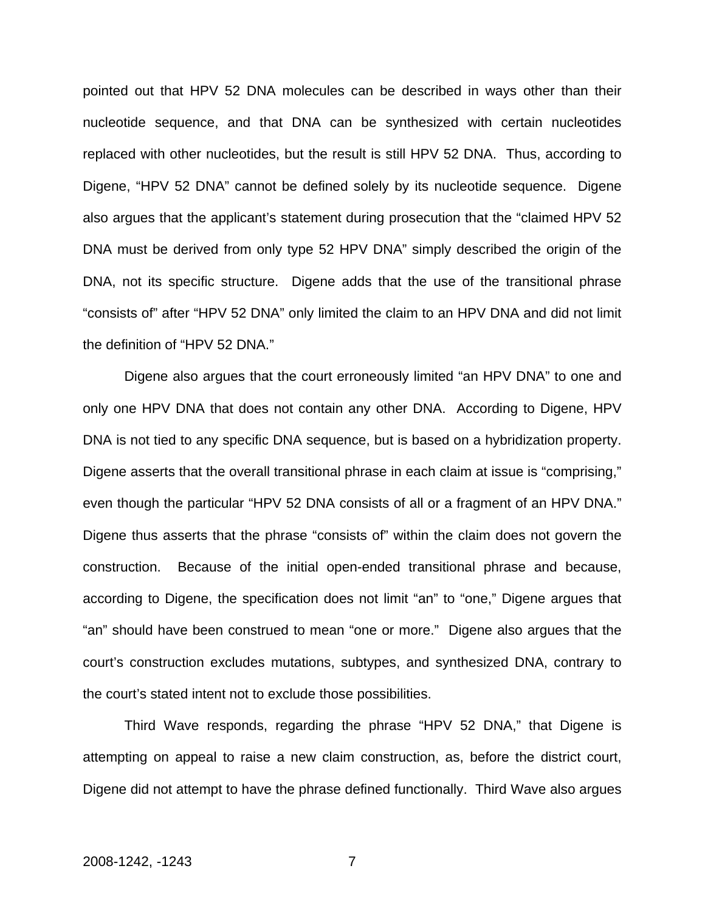pointed out that HPV 52 DNA molecules can be described in ways other than their nucleotide sequence, and that DNA can be synthesized with certain nucleotides replaced with other nucleotides, but the result is still HPV 52 DNA. Thus, according to Digene, "HPV 52 DNA" cannot be defined solely by its nucleotide sequence. Digene also argues that the applicant's statement during prosecution that the "claimed HPV 52 DNA must be derived from only type 52 HPV DNA" simply described the origin of the DNA, not its specific structure. Digene adds that the use of the transitional phrase "consists of" after "HPV 52 DNA" only limited the claim to an HPV DNA and did not limit the definition of "HPV 52 DNA."

Digene also argues that the court erroneously limited "an HPV DNA" to one and only one HPV DNA that does not contain any other DNA. According to Digene, HPV DNA is not tied to any specific DNA sequence, but is based on a hybridization property. Digene asserts that the overall transitional phrase in each claim at issue is "comprising," even though the particular "HPV 52 DNA consists of all or a fragment of an HPV DNA." Digene thus asserts that the phrase "consists of" within the claim does not govern the construction. Because of the initial open-ended transitional phrase and because, according to Digene, the specification does not limit "an" to "one," Digene argues that "an" should have been construed to mean "one or more." Digene also argues that the court's construction excludes mutations, subtypes, and synthesized DNA, contrary to the court's stated intent not to exclude those possibilities.

Third Wave responds, regarding the phrase "HPV 52 DNA," that Digene is attempting on appeal to raise a new claim construction, as, before the district court, Digene did not attempt to have the phrase defined functionally. Third Wave also argues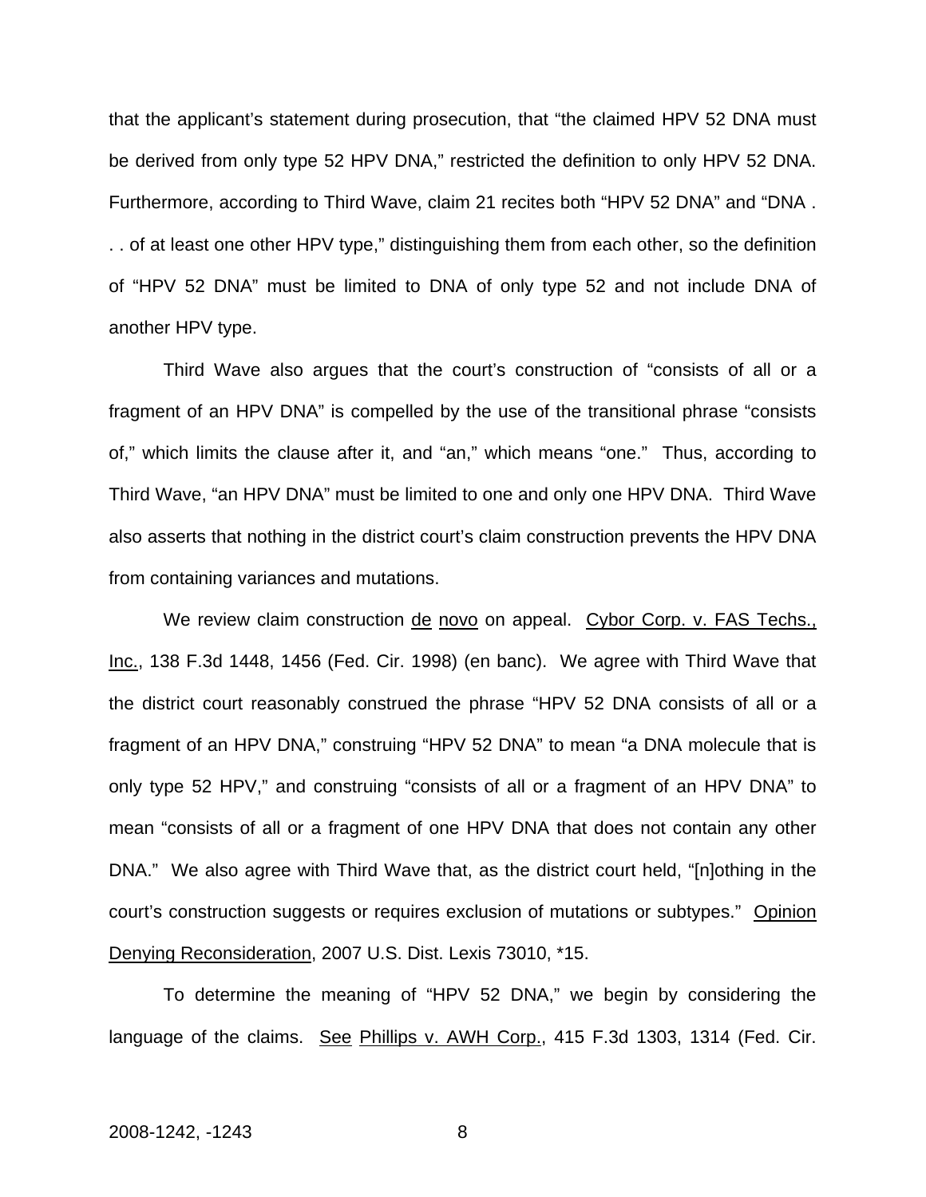that the applicant's statement during prosecution, that "the claimed HPV 52 DNA must be derived from only type 52 HPV DNA," restricted the definition to only HPV 52 DNA. Furthermore, according to Third Wave, claim 21 recites both "HPV 52 DNA" and "DNA . . . of at least one other HPV type," distinguishing them from each other, so the definition of "HPV 52 DNA" must be limited to DNA of only type 52 and not include DNA of another HPV type.

Third Wave also argues that the court's construction of "consists of all or a fragment of an HPV DNA" is compelled by the use of the transitional phrase "consists of," which limits the clause after it, and "an," which means "one." Thus, according to Third Wave, "an HPV DNA" must be limited to one and only one HPV DNA. Third Wave also asserts that nothing in the district court's claim construction prevents the HPV DNA from containing variances and mutations.

We review claim construction de novo on appeal. Cybor Corp. v. FAS Techs., Inc., 138 F.3d 1448, 1456 (Fed. Cir. 1998) (en banc). We agree with Third Wave that the district court reasonably construed the phrase "HPV 52 DNA consists of all or a fragment of an HPV DNA," construing "HPV 52 DNA" to mean "a DNA molecule that is only type 52 HPV," and construing "consists of all or a fragment of an HPV DNA" to mean "consists of all or a fragment of one HPV DNA that does not contain any other DNA." We also agree with Third Wave that, as the district court held, "[n]othing in the court's construction suggests or requires exclusion of mutations or subtypes." Opinion Denying Reconsideration, 2007 U.S. Dist. Lexis 73010, *15.

To determine the meaning of "HPV 52 DNA," we begin by considering the language of the claims. See Phillips v. AWH Corp., 415 F.3d 1303, 1314 (Fed. Cir.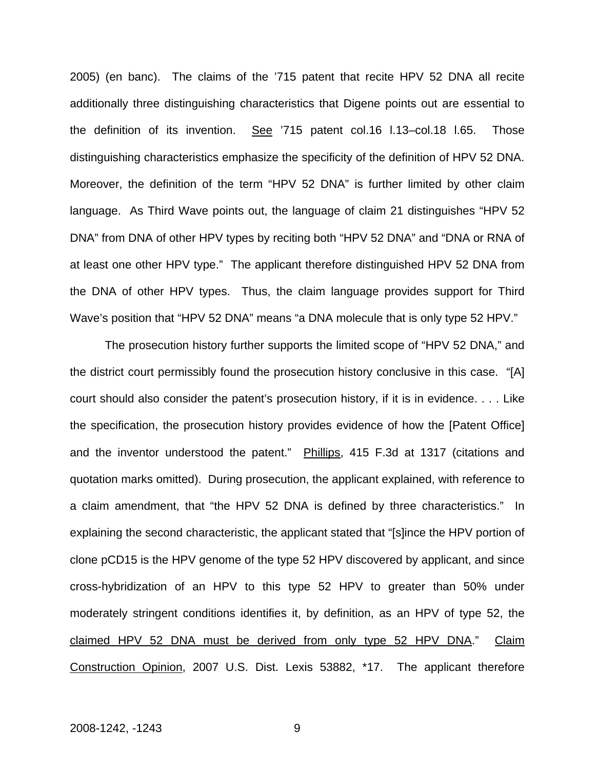2005) (en banc). The claims of the '715 patent that recite HPV 52 DNA all recite additionally three distinguishing characteristics that Digene points out are essential to the definition of its invention. See '715 patent col.16 l.13–col.18 l.65. Those distinguishing characteristics emphasize the specificity of the definition of HPV 52 DNA. Moreover, the definition of the term "HPV 52 DNA" is further limited by other claim language. As Third Wave points out, the language of claim 21 distinguishes "HPV 52 DNA" from DNA of other HPV types by reciting both "HPV 52 DNA" and "DNA or RNA of at least one other HPV type." The applicant therefore distinguished HPV 52 DNA from the DNA of other HPV types. Thus, the claim language provides support for Third Wave's position that "HPV 52 DNA" means "a DNA molecule that is only type 52 HPV."

The prosecution history further supports the limited scope of "HPV 52 DNA," and the district court permissibly found the prosecution history conclusive in this case. "[A] court should also consider the patent's prosecution history, if it is in evidence. . . . Like the specification, the prosecution history provides evidence of how the [Patent Office] and the inventor understood the patent." Phillips, 415 F.3d at 1317 (citations and quotation marks omitted). During prosecution, the applicant explained, with reference to a claim amendment, that "the HPV 52 DNA is defined by three characteristics." In explaining the second characteristic, the applicant stated that "[s]ince the HPV portion of clone pCD15 is the HPV genome of the type 52 HPV discovered by applicant, and since cross-hybridization of an HPV to this type 52 HPV to greater than 50% under moderately stringent conditions identifies it, by definition, as an HPV of type 52, the claimed HPV 52 DNA must be derived from only type 52 HPV DNA." Claim Construction Opinion, 2007 U.S. Dist. Lexis 53882, *17. The applicant therefore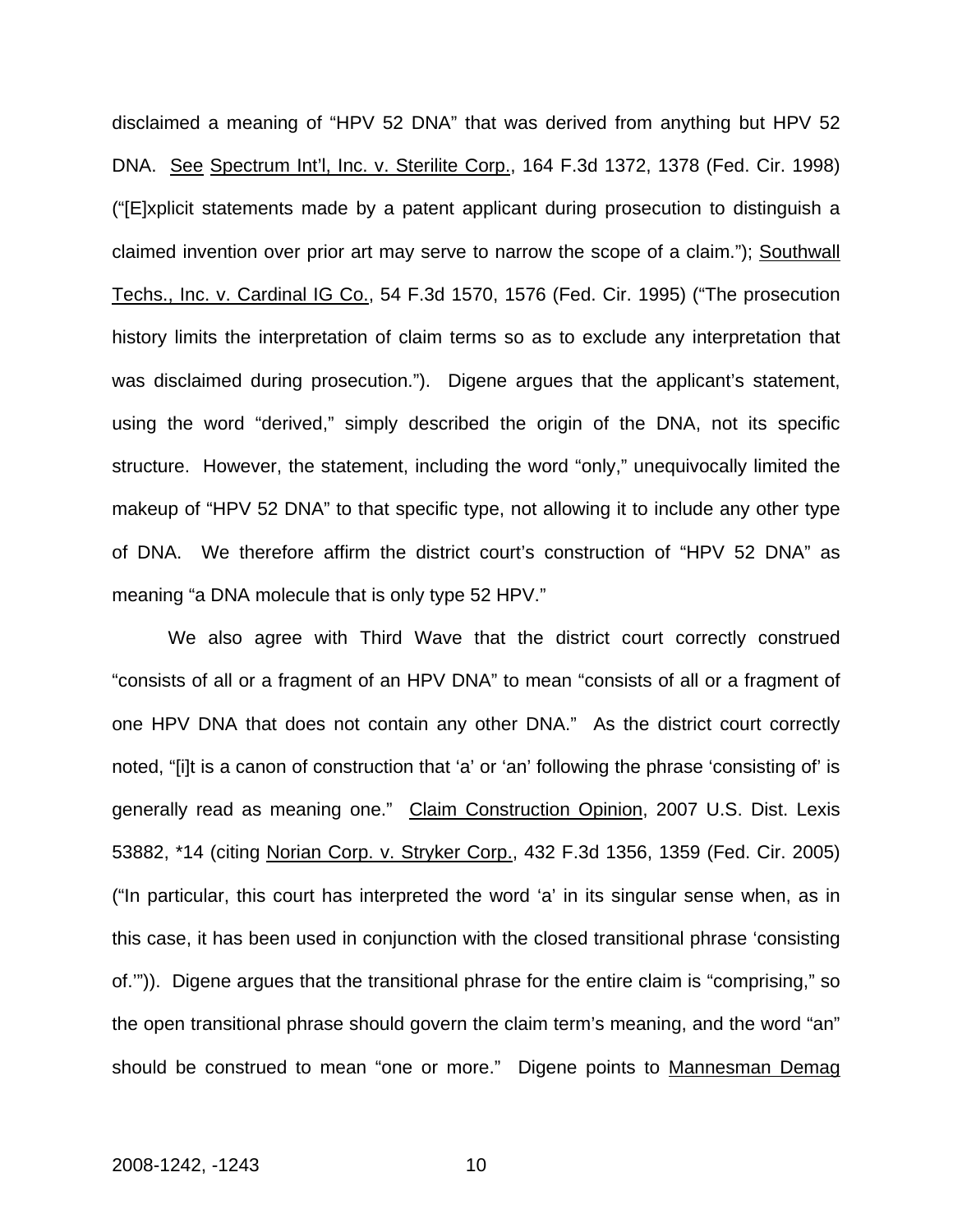disclaimed a meaning of “HPV 52 DNA” that was derived from anything but HPV 52 DNA. See Spectrum Int’l, Inc. v. Sterilite Corp., 164 F.3d 1372, 1378 (Fed. Cir. 1998) (“[E]xplicit statements made by a patent applicant during prosecution to distinguish a claimed invention over prior art may serve to narrow the scope of a claim.”); Southwall Techs., Inc. v. Cardinal IG Co., 54 F.3d 1570, 1576 (Fed. Cir. 1995) (“The prosecution history limits the interpretation of claim terms so as to exclude any interpretation that was disclaimed during prosecution.”). Digene argues that the applicant’s statement, using the word “derived,” simply described the origin of the DNA, not its specific structure. However, the statement, including the word “only,” unequivocally limited the makeup of “HPV 52 DNA” to that specific type, not allowing it to include any other type of DNA. We therefore affirm the district court’s construction of “HPV 52 DNA” as meaning “a DNA molecule that is only type 52 HPV.”

We also agree with Third Wave that the district court correctly construed “consists of all or a fragment of an HPV DNA” to mean “consists of all or a fragment of one HPV DNA that does not contain any other DNA.” As the district court correctly noted, “[i]t is a canon of construction that ‘a’ or ‘an’ following the phrase ‘consisting of’ is generally read as meaning one.” Claim Construction Opinion, 2007 U.S. Dist. Lexis 53882, *14 (citing Norian Corp. v. Stryker Corp., 432 F.3d 1356, 1359 (Fed. Cir. 2005) (“In particular, this court has interpreted the word ‘a’ in its singular sense when, as in this case, it has been used in conjunction with the closed transitional phrase ‘consisting of.’”)). Digene argues that the transitional phrase for the entire claim is “comprising,” so the open transitional phrase should govern the claim term’s meaning, and the word “an” should be construed to mean “one or more.” Digene points to Mannesman Demag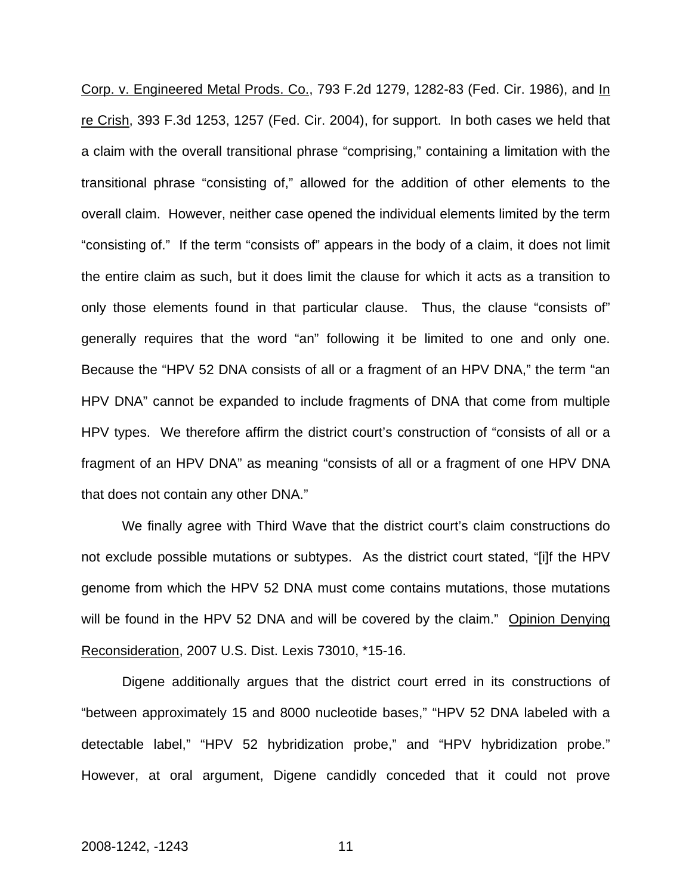Corp. v. Engineered Metal Prods. Co., 793 F.2d 1279, 1282-83 (Fed. Cir. 1986), and In re Crish, 393 F.3d 1253, 1257 (Fed. Cir. 2004), for support. In both cases we held that a claim with the overall transitional phrase "comprising," containing a limitation with the transitional phrase "consisting of," allowed for the addition of other elements to the overall claim. However, neither case opened the individual elements limited by the term "consisting of." If the term "consists of" appears in the body of a claim, it does not limit the entire claim as such, but it does limit the clause for which it acts as a transition to only those elements found in that particular clause. Thus, the clause "consists of" generally requires that the word "an" following it be limited to one and only one. Because the "HPV 52 DNA consists of all or a fragment of an HPV DNA," the term "an HPV DNA" cannot be expanded to include fragments of DNA that come from multiple HPV types. We therefore affirm the district court's construction of "consists of all or a fragment of an HPV DNA" as meaning "consists of all or a fragment of one HPV DNA that does not contain any other DNA."

We finally agree with Third Wave that the district court's claim constructions do not exclude possible mutations or subtypes. As the district court stated, "[i]f the HPV genome from which the HPV 52 DNA must come contains mutations, those mutations will be found in the HPV 52 DNA and will be covered by the claim." Opinion Denying Reconsideration, 2007 U.S. Dist. Lexis 73010, *15-16.

Digene additionally argues that the district court erred in its constructions of "between approximately 15 and 8000 nucleotide bases," "HPV 52 DNA labeled with a detectable label," "HPV 52 hybridization probe," and "HPV hybridization probe." However, at oral argument, Digene candidly conceded that it could not prove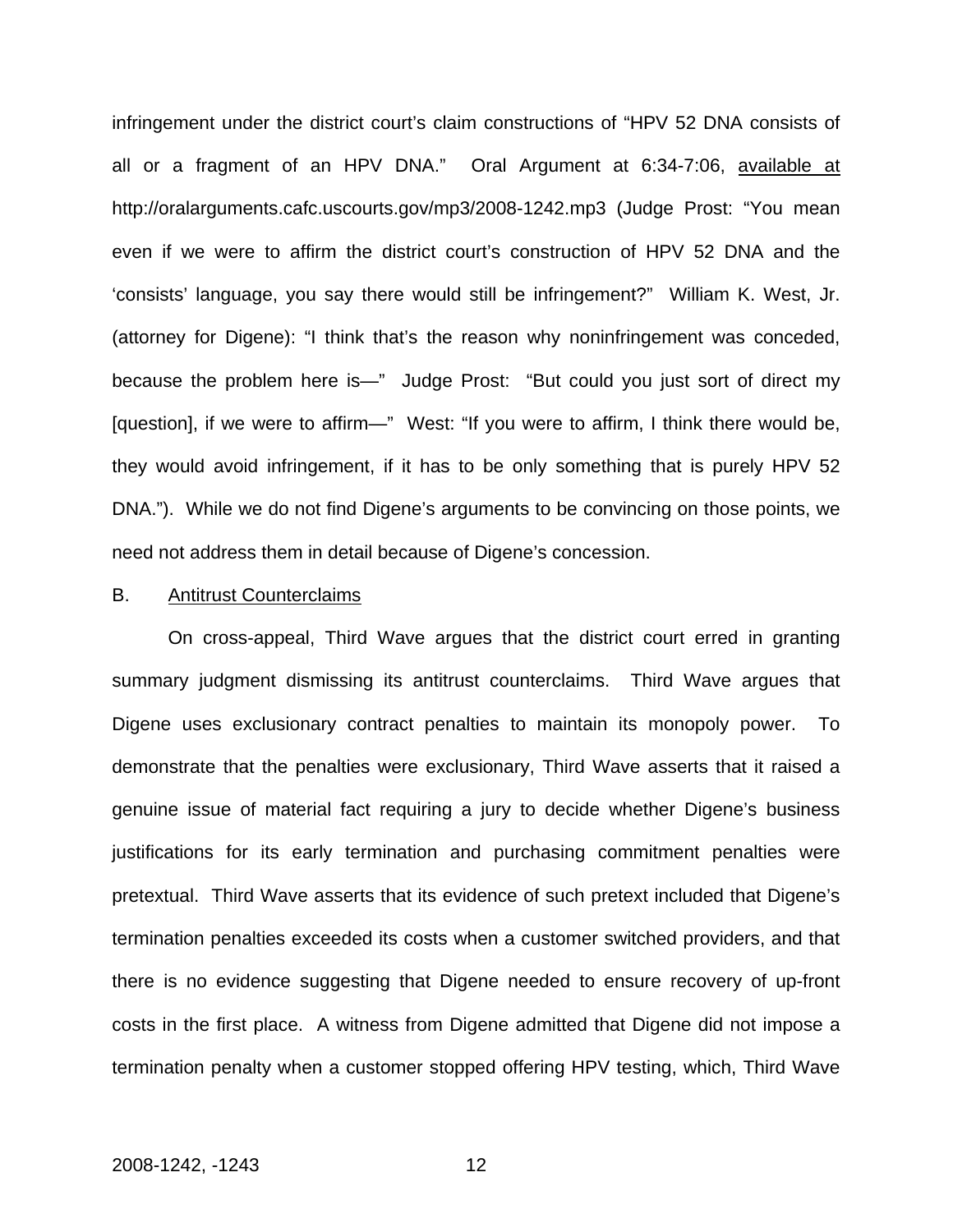infringement under the district court's claim constructions of "HPV 52 DNA consists of all or a fragment of an HPV DNA." Oral Argument at 6:34-7:06, available at http://oralarguments.cafc.uscourts.gov/mp3/2008-1242.mp3 (Judge Prost: "You mean even if we were to affirm the district court's construction of HPV 52 DNA and the 'consists' language, you say there would still be infringement?" William K. West, Jr. (attorney for Digene): "I think that's the reason why noninfringement was conceded, because the problem here is—" Judge Prost: "But could you just sort of direct my [question], if we were to affirm—" West: "If you were to affirm, I think there would be, they would avoid infringement, if it has to be only something that is purely HPV 52 DNA."). While we do not find Digene's arguments to be convincing on those points, we need not address them in detail because of Digene's concession.

B. Antitrust Counterclaims

On cross-appeal, Third Wave argues that the district court erred in granting summary judgment dismissing its antitrust counterclaims. Third Wave argues that Digene uses exclusionary contract penalties to maintain its monopoly power. To demonstrate that the penalties were exclusionary, Third Wave asserts that it raised a genuine issue of material fact requiring a jury to decide whether Digene's business justifications for its early termination and purchasing commitment penalties were pretextual. Third Wave asserts that its evidence of such pretext included that Digene's termination penalties exceeded its costs when a customer switched providers, and that there is no evidence suggesting that Digene needed to ensure recovery of up-front costs in the first place. A witness from Digene admitted that Digene did not impose a termination penalty when a customer stopped offering HPV testing, which, Third Wave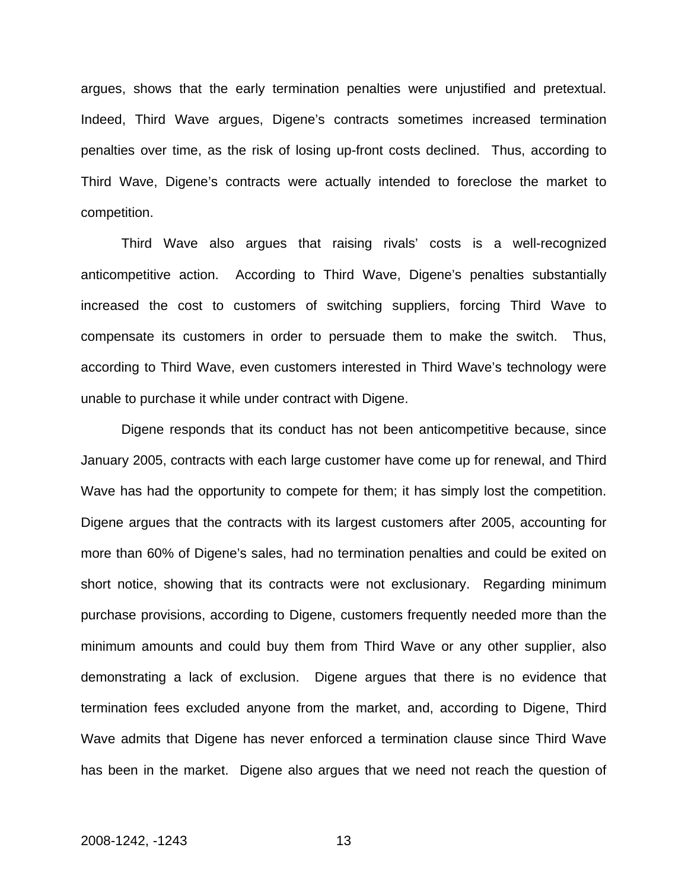argues, shows that the early termination penalties were unjustified and pretextual. Indeed, Third Wave argues, Digene's contracts sometimes increased termination penalties over time, as the risk of losing up-front costs declined. Thus, according to Third Wave, Digene's contracts were actually intended to foreclose the market to competition.

Third Wave also argues that raising rivals' costs is a well-recognized anticompetitive action. According to Third Wave, Digene's penalties substantially increased the cost to customers of switching suppliers, forcing Third Wave to compensate its customers in order to persuade them to make the switch. Thus, according to Third Wave, even customers interested in Third Wave's technology were unable to purchase it while under contract with Digene.

Digene responds that its conduct has not been anticompetitive because, since January 2005, contracts with each large customer have come up for renewal, and Third Wave has had the opportunity to compete for them; it has simply lost the competition. Digene argues that the contracts with its largest customers after 2005, accounting for more than 60% of Digene's sales, had no termination penalties and could be exited on short notice, showing that its contracts were not exclusionary. Regarding minimum purchase provisions, according to Digene, customers frequently needed more than the minimum amounts and could buy them from Third Wave or any other supplier, also demonstrating a lack of exclusion. Digene argues that there is no evidence that termination fees excluded anyone from the market, and, according to Digene, Third Wave admits that Digene has never enforced a termination clause since Third Wave has been in the market. Digene also argues that we need not reach the question of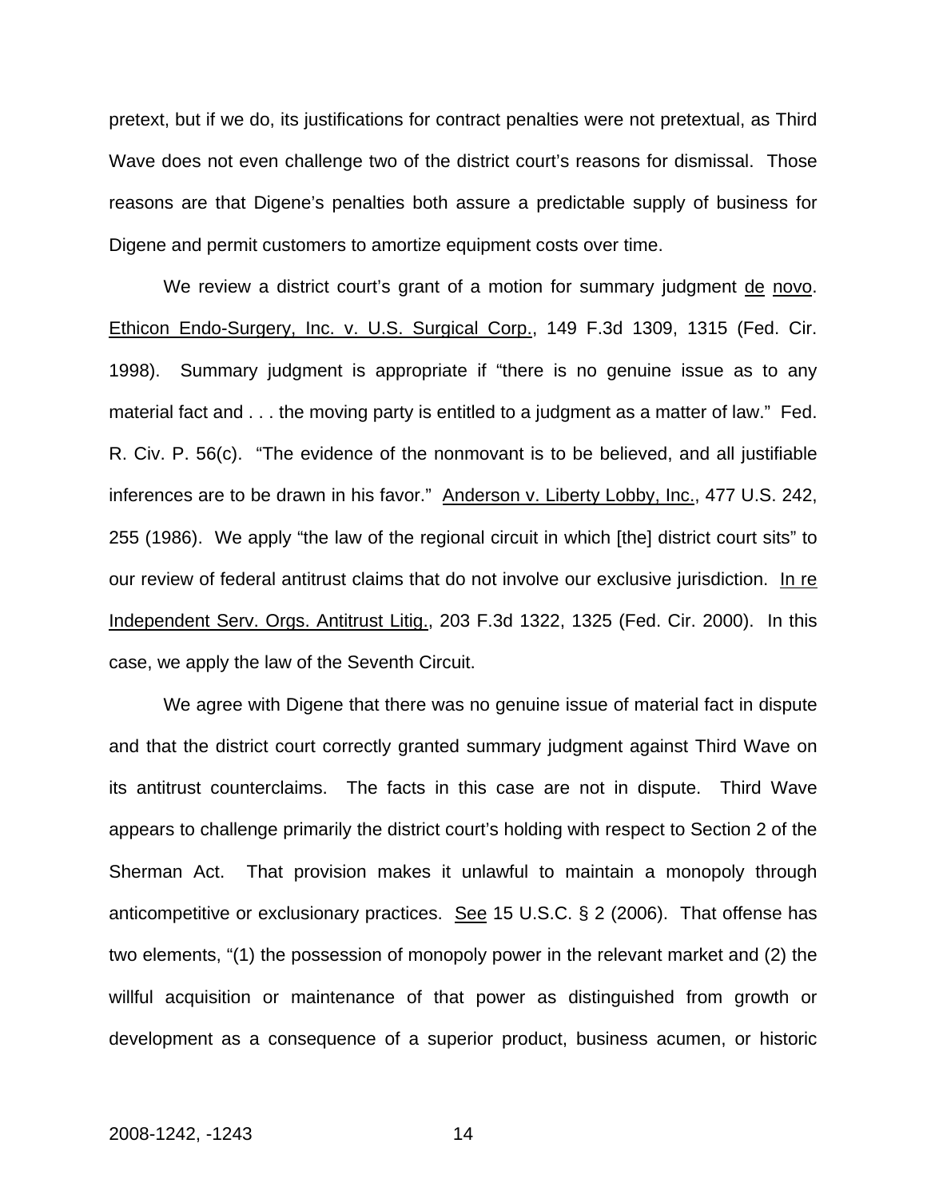pretext, but if we do, its justifications for contract penalties were not pretextual, as Third Wave does not even challenge two of the district court's reasons for dismissal. Those reasons are that Digene's penalties both assure a predictable supply of business for Digene and permit customers to amortize equipment costs over time.

We review a district court's grant of a motion for summary judgment de novo. Ethicon Endo-Surgery, Inc. v. U.S. Surgical Corp., 149 F.3d 1309, 1315 (Fed. Cir. 1998). Summary judgment is appropriate if "there is no genuine issue as to any material fact and . . . the moving party is entitled to a judgment as a matter of law." Fed. R. Civ. P. 56(c). "The evidence of the nonmovant is to be believed, and all justifiable inferences are to be drawn in his favor." Anderson v. Liberty Lobby, Inc., 477 U.S. 242, 255 (1986). We apply "the law of the regional circuit in which [the] district court sits" to our review of federal antitrust claims that do not involve our exclusive jurisdiction. In re Independent Serv. Orgs. Antitrust Litig., 203 F.3d 1322, 1325 (Fed. Cir. 2000). In this case, we apply the law of the Seventh Circuit.

We agree with Digene that there was no genuine issue of material fact in dispute and that the district court correctly granted summary judgment against Third Wave on its antitrust counterclaims. The facts in this case are not in dispute. Third Wave appears to challenge primarily the district court's holding with respect to Section 2 of the Sherman Act. That provision makes it unlawful to maintain a monopoly through anticompetitive or exclusionary practices. See 15 U.S.C. § 2 (2006). That offense has two elements, "(1) the possession of monopoly power in the relevant market and (2) the willful acquisition or maintenance of that power as distinguished from growth or development as a consequence of a superior product, business acumen, or historic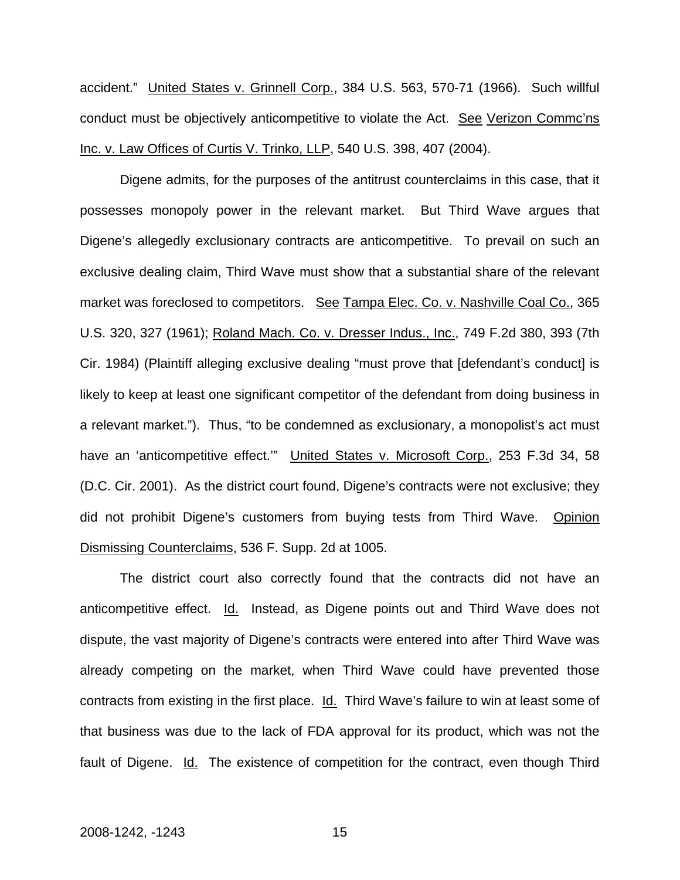accident." United States v. Grinnell Corp., 384 U.S. 563, 570-71 (1966). Such willful conduct must be objectively anticompetitive to violate the Act. See Verizon Commc'ns Inc. v. Law Offices of Curtis V. Trinko, LLP, 540 U.S. 398, 407 (2004).

Digene admits, for the purposes of the antitrust counterclaims in this case, that it possesses monopoly power in the relevant market. But Third Wave argues that Digene's allegedly exclusionary contracts are anticompetitive. To prevail on such an exclusive dealing claim, Third Wave must show that a substantial share of the relevant market was foreclosed to competitors. See Tampa Elec. Co. v. Nashville Coal Co., 365 U.S. 320, 327 (1961); Roland Mach. Co. v. Dresser Indus., Inc., 749 F.2d 380, 393 (7th Cir. 1984) (Plaintiff alleging exclusive dealing "must prove that [defendant's conduct] is likely to keep at least one significant competitor of the defendant from doing business in a relevant market."). Thus, "to be condemned as exclusionary, a monopolist's act must have an 'anticompetitive effect.'" United States v. Microsoft Corp., 253 F.3d 34, 58 (D.C. Cir. 2001). As the district court found, Digene's contracts were not exclusive; they did not prohibit Digene's customers from buying tests from Third Wave. Opinion Dismissing Counterclaims, 536 F. Supp. 2d at 1005.

The district court also correctly found that the contracts did not have an anticompetitive effect. Id. Instead, as Digene points out and Third Wave does not dispute, the vast majority of Digene's contracts were entered into after Third Wave was already competing on the market, when Third Wave could have prevented those contracts from existing in the first place. Id. Third Wave's failure to win at least some of that business was due to the lack of FDA approval for its product, which was not the fault of Digene. Id. The existence of competition for the contract, even though Third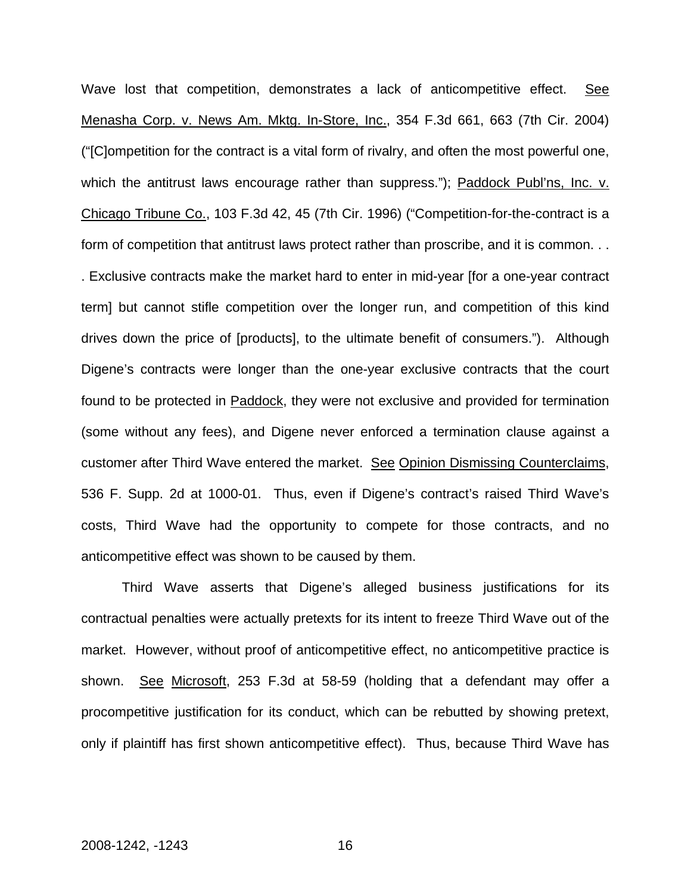Wave lost that competition, demonstrates a lack of anticompetitive effect. See Menasha Corp. v. News Am. Mktg. In-Store, Inc., 354 F.3d 661, 663 (7th Cir. 2004) ("[C]ompetition for the contract is a vital form of rivalry, and often the most powerful one, which the antitrust laws encourage rather than suppress."); Paddock Publ'ns, Inc. v. Chicago Tribune Co., 103 F.3d 42, 45 (7th Cir. 1996) ("Competition-for-the-contract is a form of competition that antitrust laws protect rather than proscribe, and it is common. . . . Exclusive contracts make the market hard to enter in mid-year [for a one-year contract term] but cannot stifle competition over the longer run, and competition of this kind drives down the price of [products], to the ultimate benefit of consumers."). Although Digene's contracts were longer than the one-year exclusive contracts that the court found to be protected in Paddock, they were not exclusive and provided for termination (some without any fees), and Digene never enforced a termination clause against a customer after Third Wave entered the market. See Opinion Dismissing Counterclaims, 536 F. Supp. 2d at 1000-01. Thus, even if Digene's contract's raised Third Wave's costs, Third Wave had the opportunity to compete for those contracts, and no anticompetitive effect was shown to be caused by them.

Third Wave asserts that Digene's alleged business justifications for its contractual penalties were actually pretexts for its intent to freeze Third Wave out of the market. However, without proof of anticompetitive effect, no anticompetitive practice is shown. See Microsoft, 253 F.3d at 58-59 (holding that a defendant may offer a procompetitive justification for its conduct, which can be rebutted by showing pretext, only if plaintiff has first shown anticompetitive effect). Thus, because Third Wave has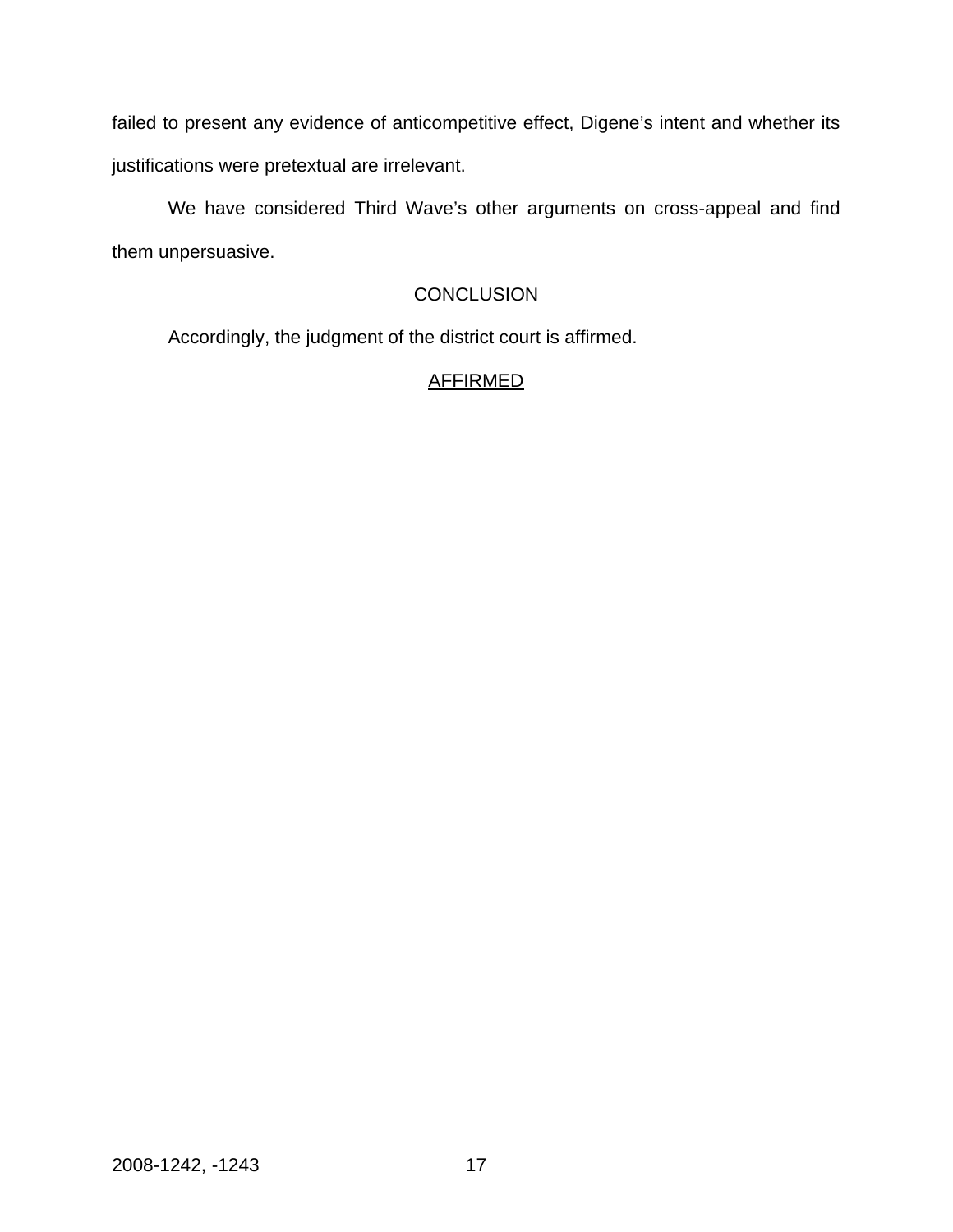failed to present any evidence of anticompetitive effect, Digene's intent and whether its justifications were pretextual are irrelevant.

We have considered Third Wave's other arguments on cross-appeal and find them unpersuasive.

## CONCLUSION

Accordingly, the judgment of the district court is affirmed.

AFFIRMED